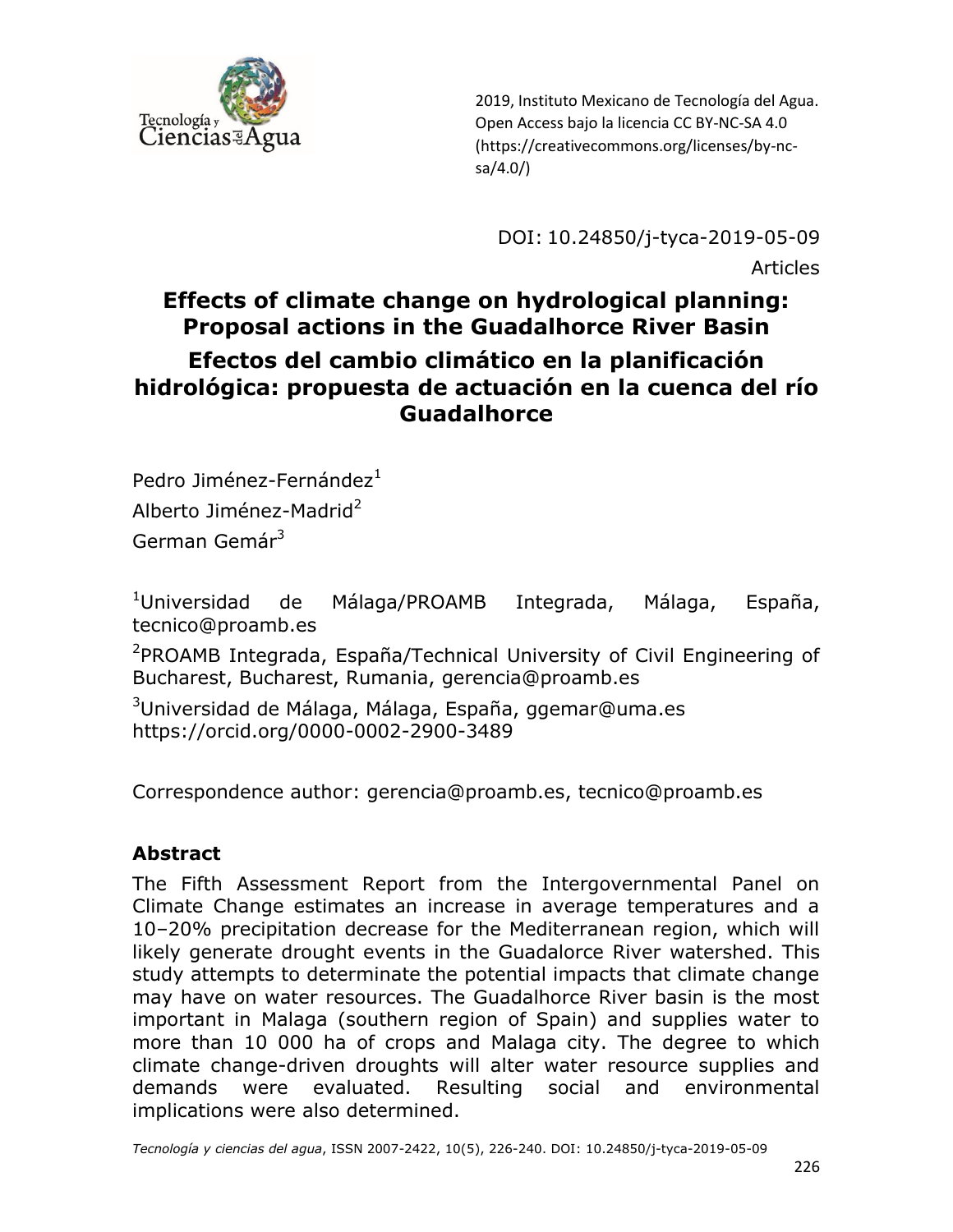2019, Instituto Mexicano de Tecnología del Agua. Open Access bajo la licencia CC BY-NC-SA 4.0 (https://creativecommons.org/licenses/by-nc-sa/4.0/)

DOI: 10.24850/j-tyca-2019-05-09

Articles

# Effects of climate change on hydrological planning: Proposal actions in the Guadalhorce River Basin

# Efectos del cambio climático en la planificación hidrológica: propuesta de actuación en la cuenca del río Guadalhorce

Pedro Jiménez-Fernández[1]

Alberto Jiménez-Madrid[2]

German Gemár[3]

[1]Universidad de Málaga/PROAMB Integrada, Málaga, España, tecnico@proamb.es

[2]PROAMB Integrada, España/Technical University of Civil Engineering of Bucharest, Bucharest, Rumania, gerencia@proamb.es

[3]Universidad de Málaga, Málaga, España, ggemar@uma.es https://orcid.org/0000-0002-2900-3489

Correspondence author: gerencia@proamb.es, tecnico@proamb.es

## Abstract

The Fifth Assessment Report from the Intergovernmental Panel on Climate Change estimates an increase in average temperatures and a 10–20% precipitation decrease for the Mediterranean region, which will likely generate drought events in the Guadalorce River watershed. This study attempts to determinate the potential impacts that climate change may have on water resources. The Guadalhorce River basin is the most important in Malaga (southern region of Spain) and supplies water to more than 10 000 ha of crops and Malaga city. The degree to which climate change-driven droughts will alter water resource supplies and demands were evaluated. Resulting social and environmental implications were also determined.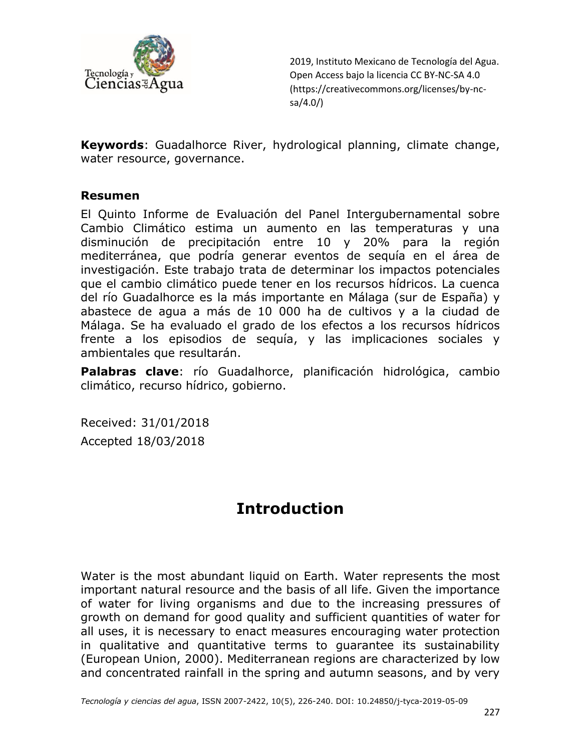**Keywords**: Guadalhorce River, hydrological planning, climate change, water resource, governance.

**Resumen**

El Quinto Informe de Evaluación del Panel Intergubernamental sobre Cambio Climático estima un aumento en las temperaturas y una disminución de precipitación entre 10 y 20% para la región mediterránea, que podría generar eventos de sequía en el área de investigación. Este trabajo trata de determinar los impactos potenciales que el cambio climático puede tener en los recursos hídricos. La cuenca del río Guadalhorce es la más importante en Málaga (sur de España) y abastece de agua a más de 10 000 ha de cultivos y a la ciudad de Málaga. Se ha evaluado el grado de los efectos a los recursos hídricos frente a los episodios de sequía, y las implicaciones sociales y ambientales que resultarán.

**Palabras clave**: río Guadalhorce, planificación hidrológica, cambio climático, recurso hídrico, gobierno.

Received: 31/01/2018

Accepted 18/03/2018

# Introduction

Water is the most abundant liquid on Earth. Water represents the most important natural resource and the basis of all life. Given the importance of water for living organisms and due to the increasing pressures of growth on demand for good quality and sufficient quantities of water for all uses, it is necessary to enact measures encouraging water protection in qualitative and quantitative terms to guarantee its sustainability (European Union, 2000). Mediterranean regions are characterized by low and concentrated rainfall in the spring and autumn seasons, and by very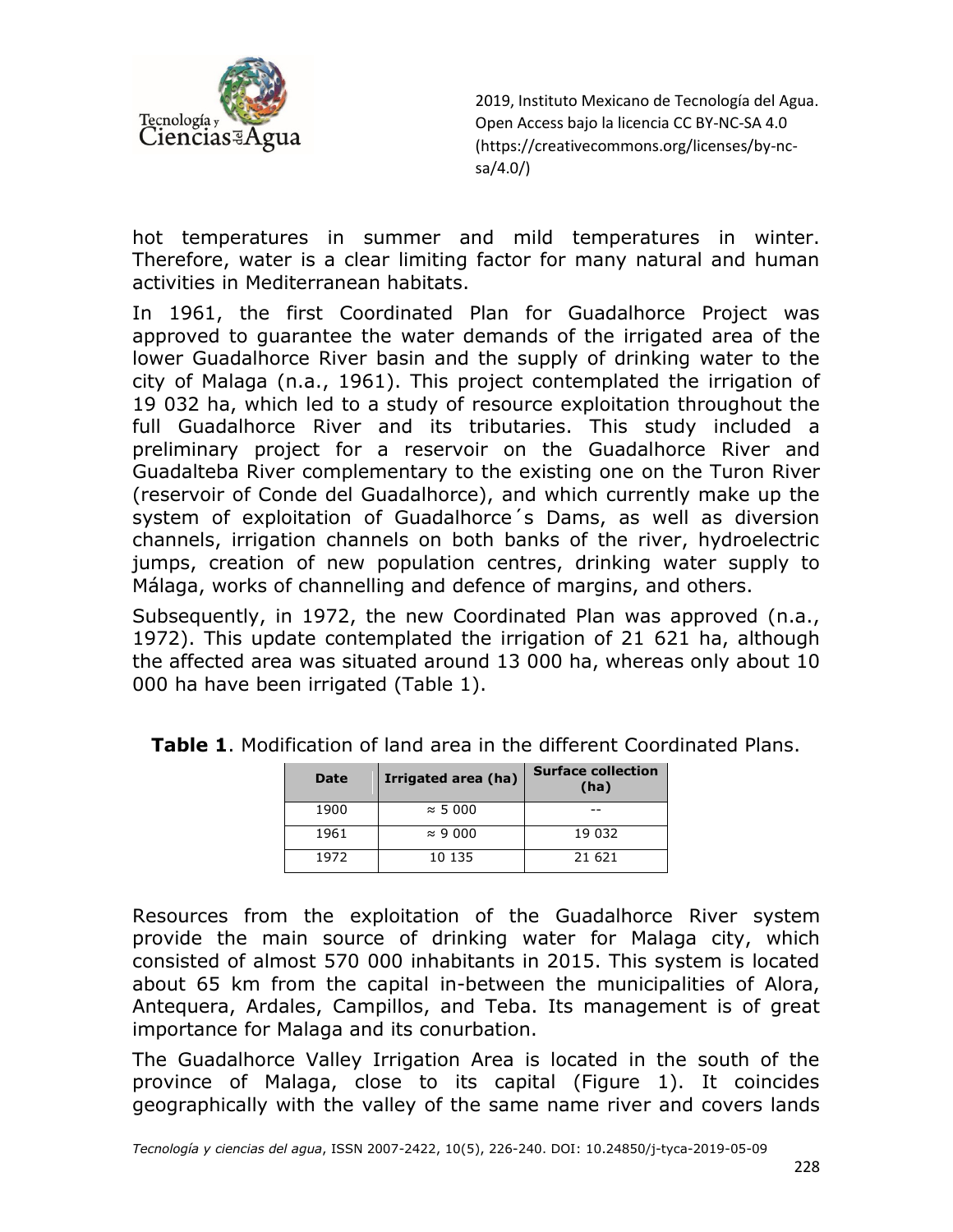hot temperatures in summer and mild temperatures in winter. Therefore, water is a clear limiting factor for many natural and human activities in Mediterranean habitats.

In 1961, the first Coordinated Plan for Guadalhorce Project was approved to guarantee the water demands of the irrigated area of the lower Guadalhorce River basin and the supply of drinking water to the city of Malaga (n.a., 1961). This project contemplated the irrigation of 19 032 ha, which led to a study of resource exploitation throughout the full Guadalhorce River and its tributaries. This study included a preliminary project for a reservoir on the Guadalhorce River and Guadalteba River complementary to the existing one on the Turon River (reservoir of Conde del Guadalhorce), and which currently make up the system of exploitation of Guadalhorce´s Dams, as well as diversion channels, irrigation channels on both banks of the river, hydroelectric jumps, creation of new population centres, drinking water supply to Málaga, works of channelling and defence of margins, and others.

Subsequently, in 1972, the new Coordinated Plan was approved (n.a., 1972). This update contemplated the irrigation of 21 621 ha, although the affected area was situated around 13 000 ha, whereas only about 10 000 ha have been irrigated (Table 1).

**Table 1**. Modification of land area in the different Coordinated Plans.

| Date | Irrigated area (ha) | Surface collection (ha) |
|---|---|---|
| 1900 | ≈ 5 000 | -- |
| 1961 | ≈ 9 000 | 19 032 |
| 1972 | 10 135 | 21 621 |

Resources from the exploitation of the Guadalhorce River system provide the main source of drinking water for Malaga city, which consisted of almost 570 000 inhabitants in 2015. This system is located about 65 km from the capital in-between the municipalities of Alora, Antequera, Ardales, Campillos, and Teba. Its management is of great importance for Malaga and its conurbation.

The Guadalhorce Valley Irrigation Area is located in the south of the province of Malaga, close to its capital (Figure 1). It coincides geographically with the valley of the same name river and covers lands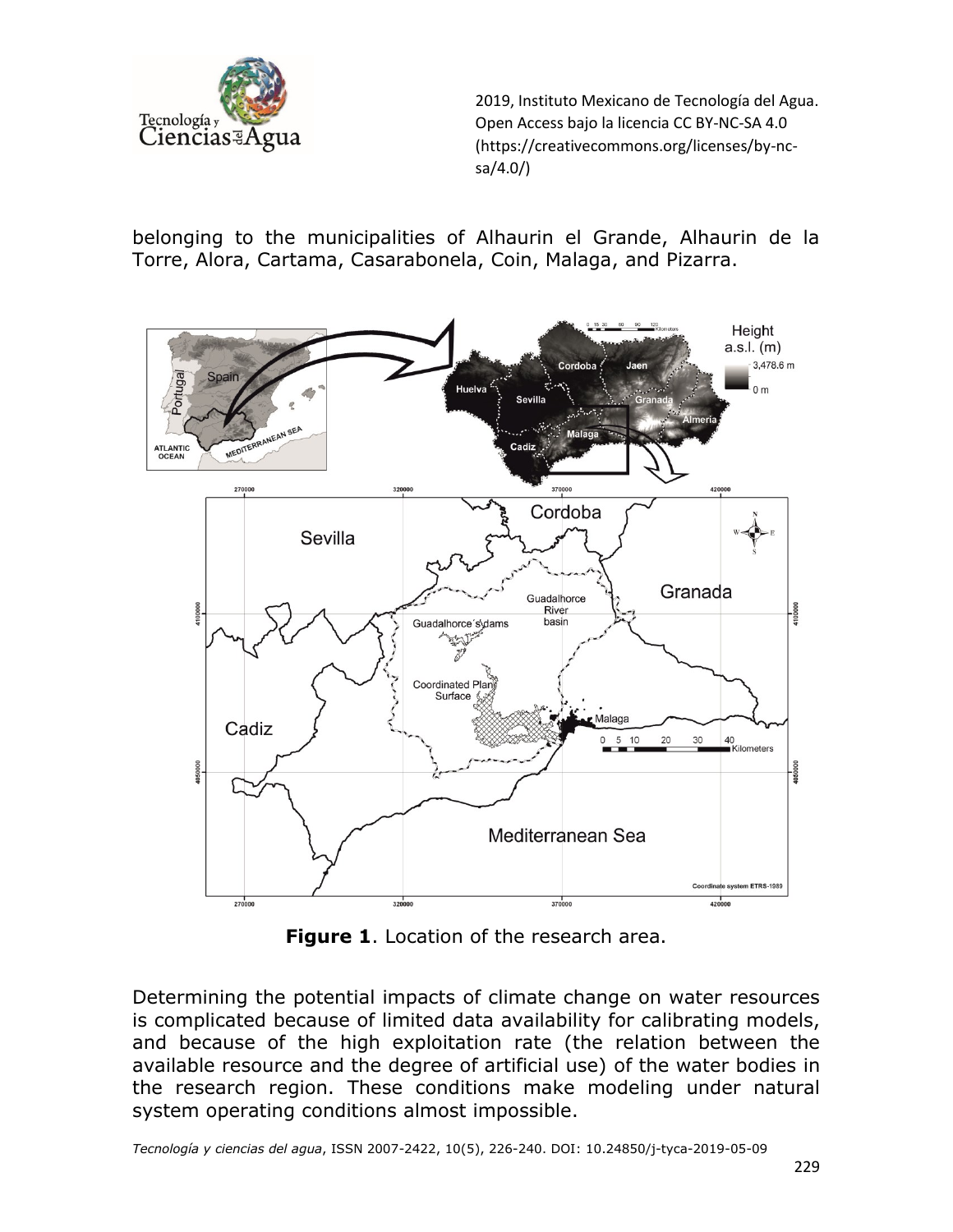belonging to the municipalities of Alhaurin el Grande, Alhaurin de la Torre, Alora, Cartama, Casarabonela, Coin, Malaga, and Pizarra.

**Figure 1**. Location of the research area.

Determining the potential impacts of climate change on water resources is complicated because of limited data availability for calibrating models, and because of the high exploitation rate (the relation between the available resource and the degree of artificial use) of the water bodies in the research region. These conditions make modeling under natural system operating conditions almost impossible.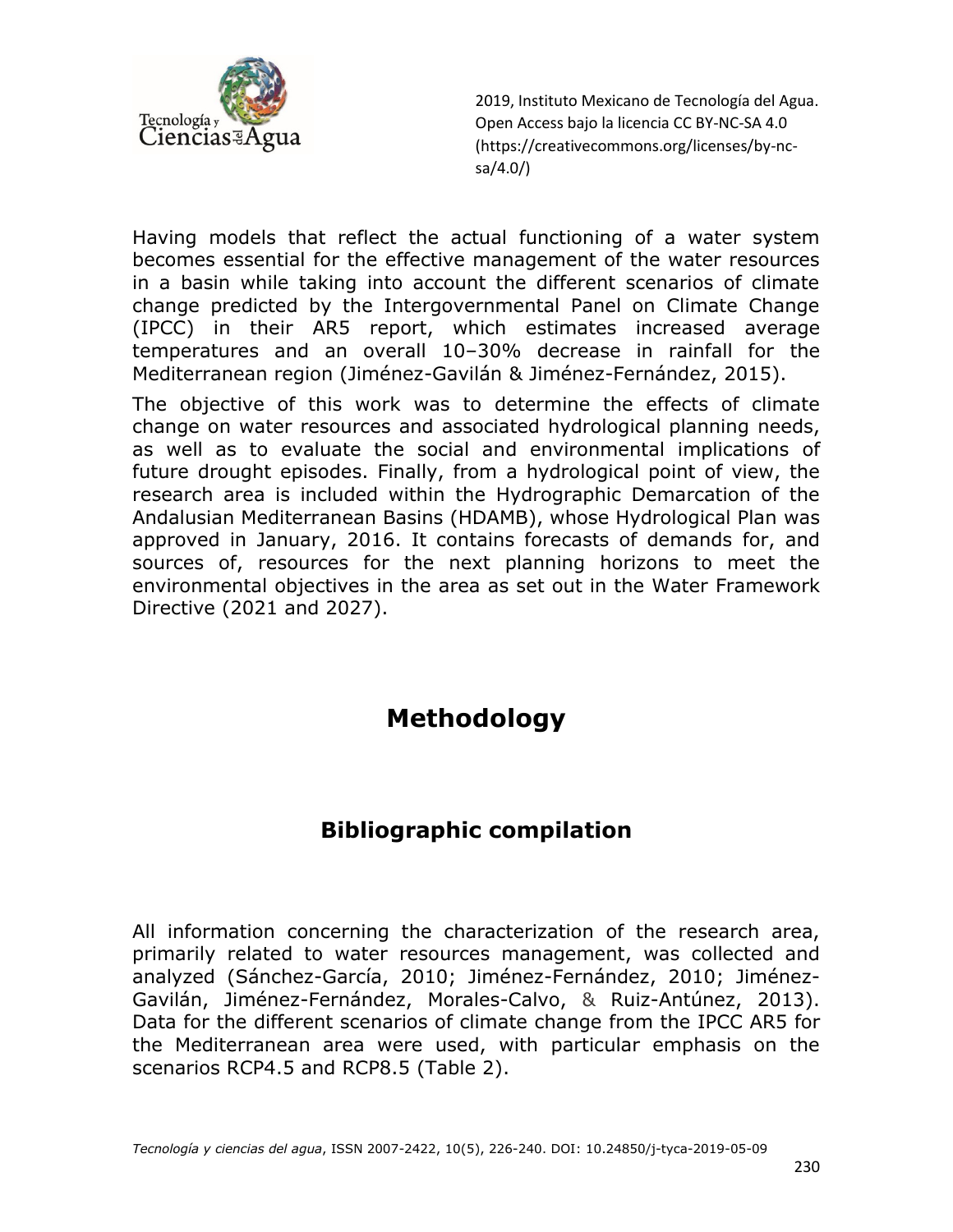Having models that reflect the actual functioning of a water system becomes essential for the effective management of the water resources in a basin while taking into account the different scenarios of climate change predicted by the Intergovernmental Panel on Climate Change (IPCC) in their AR5 report, which estimates increased average temperatures and an overall 10–30% decrease in rainfall for the Mediterranean region (Jiménez-Gavilán & Jiménez-Fernández, 2015).

The objective of this work was to determine the effects of climate change on water resources and associated hydrological planning needs, as well as to evaluate the social and environmental implications of future drought episodes. Finally, from a hydrological point of view, the research area is included within the Hydrographic Demarcation of the Andalusian Mediterranean Basins (HDAMB), whose Hydrological Plan was approved in January, 2016. It contains forecasts of demands for, and sources of, resources for the next planning horizons to meet the environmental objectives in the area as set out in the Water Framework Directive (2021 and 2027).

# Methodology

## Bibliographic compilation

All information concerning the characterization of the research area, primarily related to water resources management, was collected and analyzed (Sánchez-García, 2010; Jiménez-Fernández, 2010; Jiménez-Gavilán, Jiménez-Fernández, Morales-Calvo, & Ruiz-Antúnez, 2013). Data for the different scenarios of climate change from the IPCC AR5 for the Mediterranean area were used, with particular emphasis on the scenarios RCP4.5 and RCP8.5 (Table 2).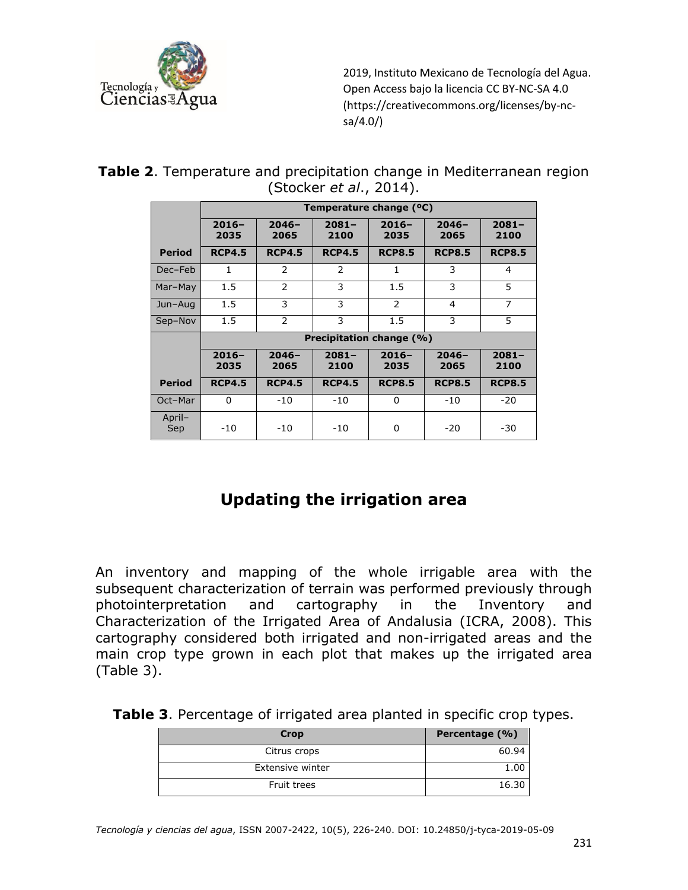**Table 2**. Temperature and precipitation change in Mediterranean region (Stocker *et al*., 2014).

| | Temperature change (ºC) | | | | | |
|---|---|---|---|---|---|---|
| | 2016–2035 | 2046–2065 | 2081–2100 | 2016–2035 | 2046–2065 | 2081–2100 |
| **Period** | **RCP4.5** | **RCP4.5** | **RCP4.5** | **RCP8.5** | **RCP8.5** | **RCP8.5** |
| Dec–Feb | 1 | 2 | 2 | 1 | 3 | 4 |
| Mar–May | 1.5 | 2 | 3 | 1.5 | 3 | 5 |
| Jun–Aug | 1.5 | 3 | 3 | 2 | 4 | 7 |
| Sep–Nov | 1.5 | 2 | 3 | 1.5 | 3 | 5 |
| | **Precipitation change (%)** | | | | | |
| | **2016–2035** | **2046–2065** | **2081–2100** | **2016–2035** | **2046–2065** | **2081–2100** |
| **Period** | **RCP4.5** | **RCP4.5** | **RCP4.5** | **RCP8.5** | **RCP8.5** | **RCP8.5** |
| Oct–Mar | 0 | -10 | -10 | 0 | -10 | -20 |
| April–Sep | -10 | -10 | -10 | 0 | -20 | -30 |

## Updating the irrigation area

An inventory and mapping of the whole irrigable area with the subsequent characterization of terrain was performed previously through photointerpretation and cartography in the Inventory and Characterization of the Irrigated Area of Andalusia (ICRA, 2008). This cartography considered both irrigated and non-irrigated areas and the main crop type grown in each plot that makes up the irrigated area (Table 3).

**Table 3**. Percentage of irrigated area planted in specific crop types.

| Crop | Percentage (%) |
|---|---|
| Citrus crops | 60.94 |
| Extensive winter | 1.00 |
| Fruit trees | 16.30 |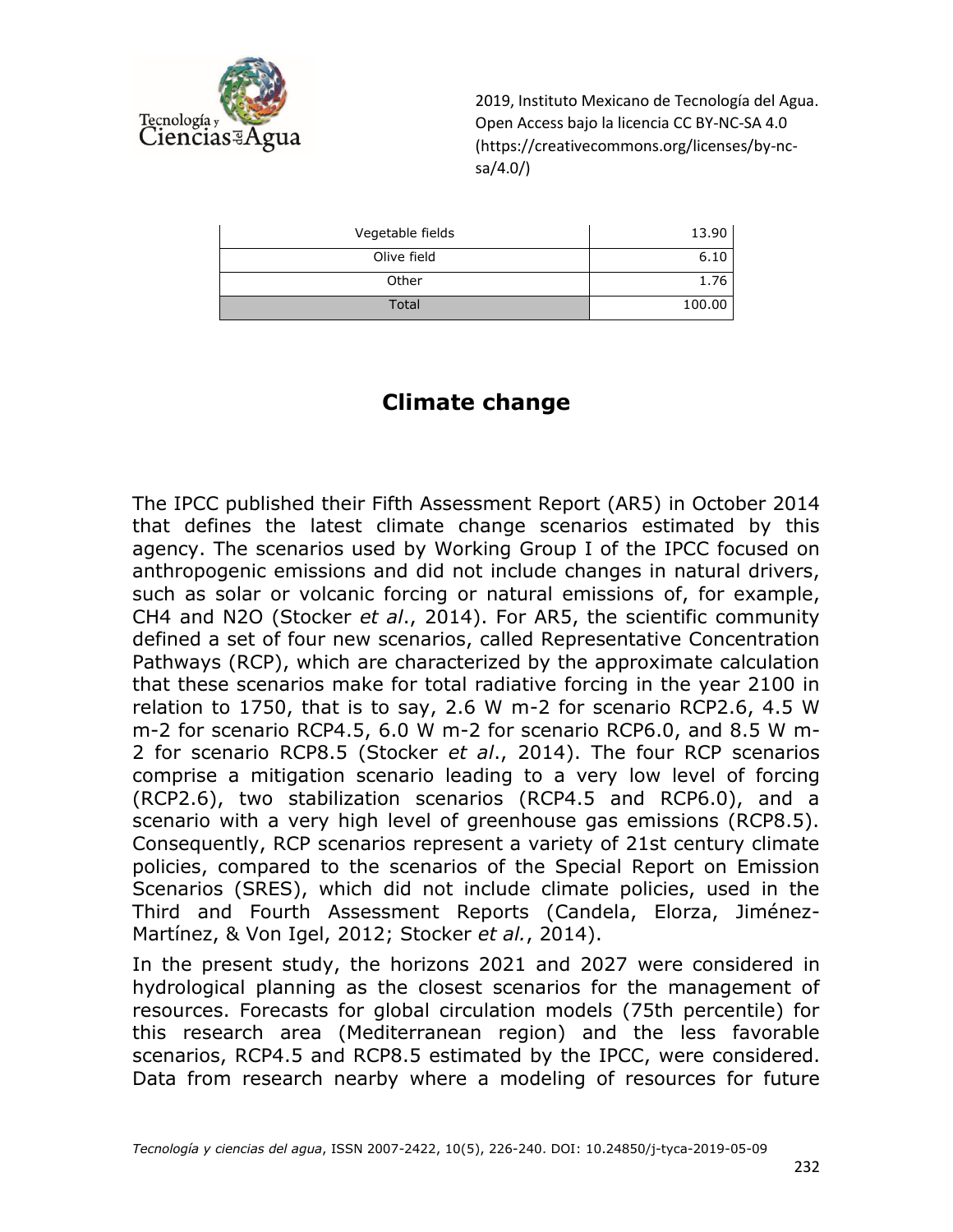| | |
|---|---|
| Vegetable fields | 13.90 |
| Olive field | 6.10 |
| Other | 1.76 |
| Total | 100.00 |

## Climate change

The IPCC published their Fifth Assessment Report (AR5) in October 2014 that defines the latest climate change scenarios estimated by this agency. The scenarios used by Working Group I of the IPCC focused on anthropogenic emissions and did not include changes in natural drivers, such as solar or volcanic forcing or natural emissions of, for example, $CH_4$ and $N_2O$ (Stocker *et al*., 2014). For AR5, the scientific community defined a set of four new scenarios, called Representative Concentration Pathways (RCP), which are characterized by the approximate calculation that these scenarios make for total radiative forcing in the year 2100 in relation to 1750, that is to say, 2.6 W $m^{-2}$ for scenario RCP2.6, 4.5 W $m^{-2}$ for scenario RCP4.5, 6.0 W $m^{-2}$ for scenario RCP6.0, and 8.5 W $m^{-2}$ for scenario RCP8.5 (Stocker *et al*., 2014). The four RCP scenarios comprise a mitigation scenario leading to a very low level of forcing (RCP2.6), two stabilization scenarios (RCP4.5 and RCP6.0), and a scenario with a very high level of greenhouse gas emissions (RCP8.5). Consequently, RCP scenarios represent a variety of 21st century climate policies, compared to the scenarios of the Special Report on Emission Scenarios (SRES), which did not include climate policies, used in the Third and Fourth Assessment Reports (Candela, Elorza, Jiménez-Martínez, & Von Igel, 2012; Stocker *et al.*, 2014).

In the present study, the horizons 2021 and 2027 were considered in hydrological planning as the closest scenarios for the management of resources. Forecasts for global circulation models (75th percentile) for this research area (Mediterranean region) and the less favorable scenarios, RCP4.5 and RCP8.5 estimated by the IPCC, were considered. Data from research nearby where a modeling of resources for future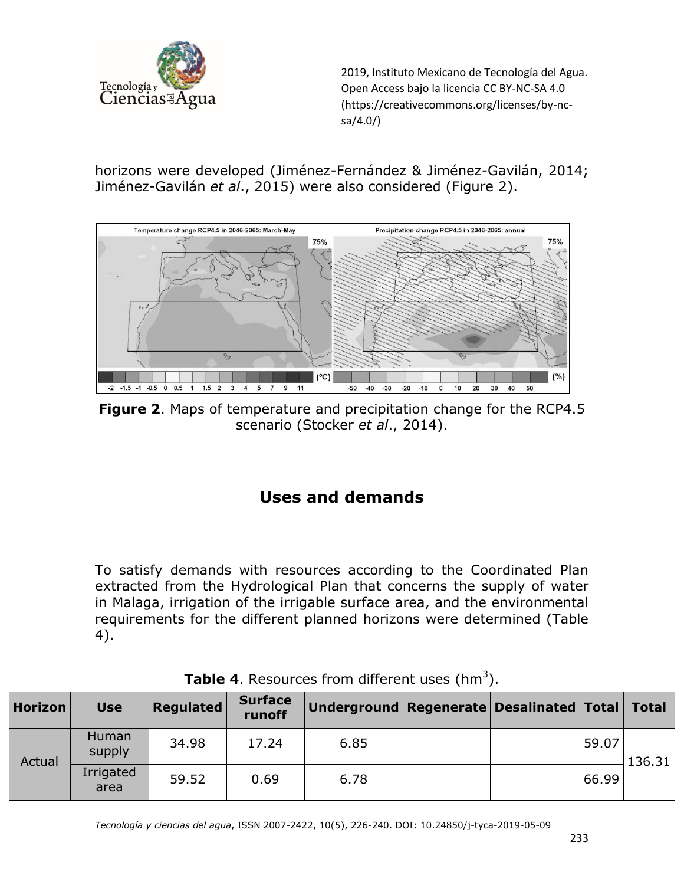horizons were developed (Jiménez-Fernández & Jiménez-Gavilán, 2014; Jiménez-Gavilán *et al*., 2015) were also considered (Figure 2).

**Figure 2**. Maps of temperature and precipitation change for the RCP4.5 scenario (Stocker *et al*., 2014).

## Uses and demands

To satisfy demands with resources according to the Coordinated Plan extracted from the Hydrological Plan that concerns the supply of water in Malaga, irrigation of the irrigable surface area, and the environmental requirements for the different planned horizons were determined (Table 4).

**Table 4**. Resources from different uses ($hm^3$).

| Horizon | Use | Regulated | Surface runoff | Underground | Regenerate | Desalinated | Total | Total |
|---|---|---|---|---|---|---|---|---|
| Actual | Human supply | 34.98 | 17.24 | 6.85 | | | 59.07 | 136.31 |
| | Irrigated area | 59.52 | 0.69 | 6.78 | | | 66.99 | |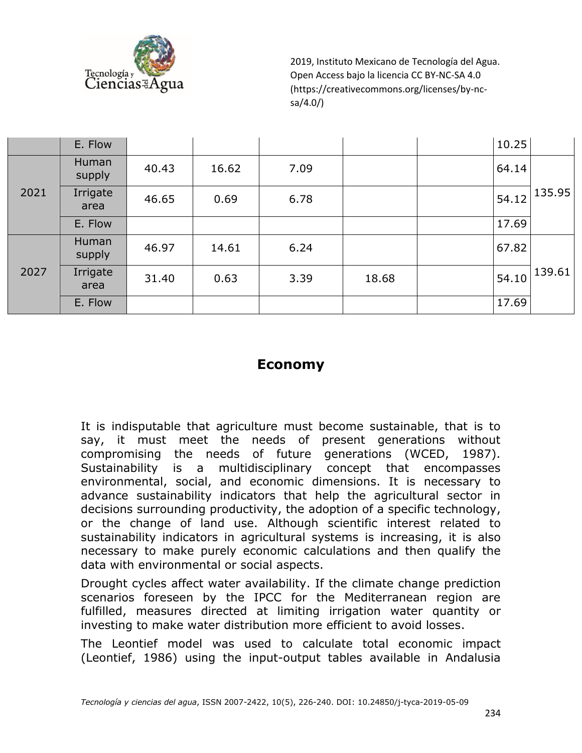| | | | | | | | | |
|---|---|---|---|---|---|---|---|---|
| | E. Flow | | | | | | 10.25 | |
| 2021 | Human supply | 40.43 | 16.62 | 7.09 | | | 64.14 | 135.95 |
| | Irrigate area | 46.65 | 0.69 | 6.78 | | | 54.12 | |
| | E. Flow | | | | | | 17.69 | |
| 2027 | Human supply | 46.97 | 14.61 | 6.24 | | | 67.82 | 139.61 |
| | Irrigate area | 31.40 | 0.63 | 3.39 | 18.68 | | 54.10 | |
| | E. Flow | | | | | | 17.69 | |

## Economy

It is indisputable that agriculture must become sustainable, that is to say, it must meet the needs of present generations without compromising the needs of future generations (WCED, 1987). Sustainability is a multidisciplinary concept that encompasses environmental, social, and economic dimensions. It is necessary to advance sustainability indicators that help the agricultural sector in decisions surrounding productivity, the adoption of a specific technology, or the change of land use. Although scientific interest related to sustainability indicators in agricultural systems is increasing, it is also necessary to make purely economic calculations and then qualify the data with environmental or social aspects.

Drought cycles affect water availability. If the climate change prediction scenarios foreseen by the IPCC for the Mediterranean region are fulfilled, measures directed at limiting irrigation water quantity or investing to make water distribution more efficient to avoid losses.

The Leontief model was used to calculate total economic impact (Leontief, 1986) using the input-output tables available in Andalusia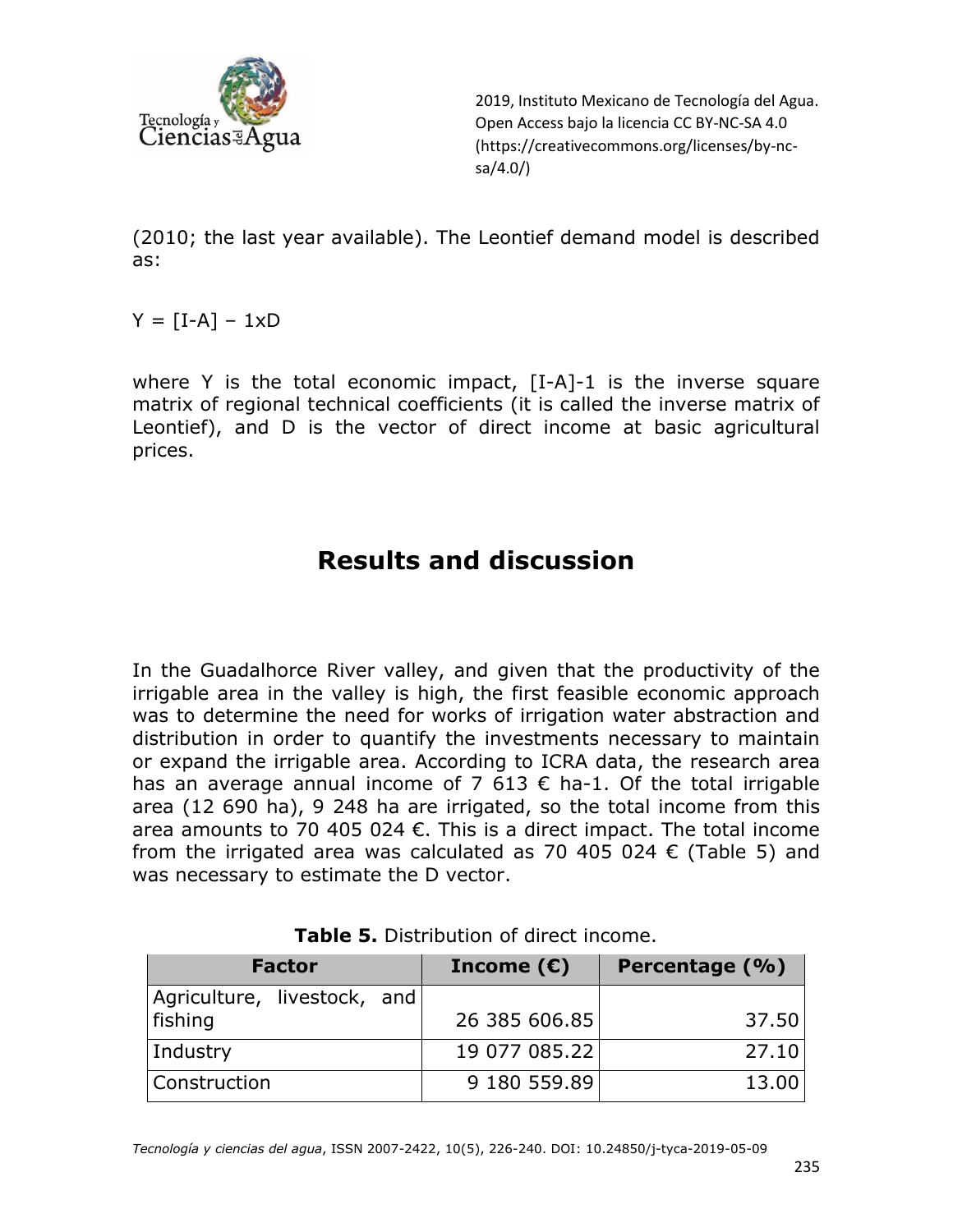(2010; the last year available). The Leontief demand model is described as:

$$Y = [I-A] - 1xD$$

where Y is the total economic impact, [I-A]-1 is the inverse square matrix of regional technical coefficients (it is called the inverse matrix of Leontief), and D is the vector of direct income at basic agricultural prices.

# Results and discussion

In the Guadalhorce River valley, and given that the productivity of the irrigable area in the valley is high, the first feasible economic approach was to determine the need for works of irrigation water abstraction and distribution in order to quantify the investments necessary to maintain or expand the irrigable area. According to ICRA data, the research area has an average annual income of 7 613 € ha-1. Of the total irrigable area (12 690 ha), 9 248 ha are irrigated, so the total income from this area amounts to 70 405 024 €. This is a direct impact. The total income from the irrigated area was calculated as 70 405 024 € (Table 5) and was necessary to estimate the D vector.

**Table 5.** Distribution of direct income.

| Factor | Income (€) | Percentage (%) |
|---|---|---|
| Agriculture, livestock, and fishing | 26 385 606.85 | 37.50 |
| Industry | 19 077 085.22 | 27.10 |
| Construction | 9 180 559.89 | 13.00 |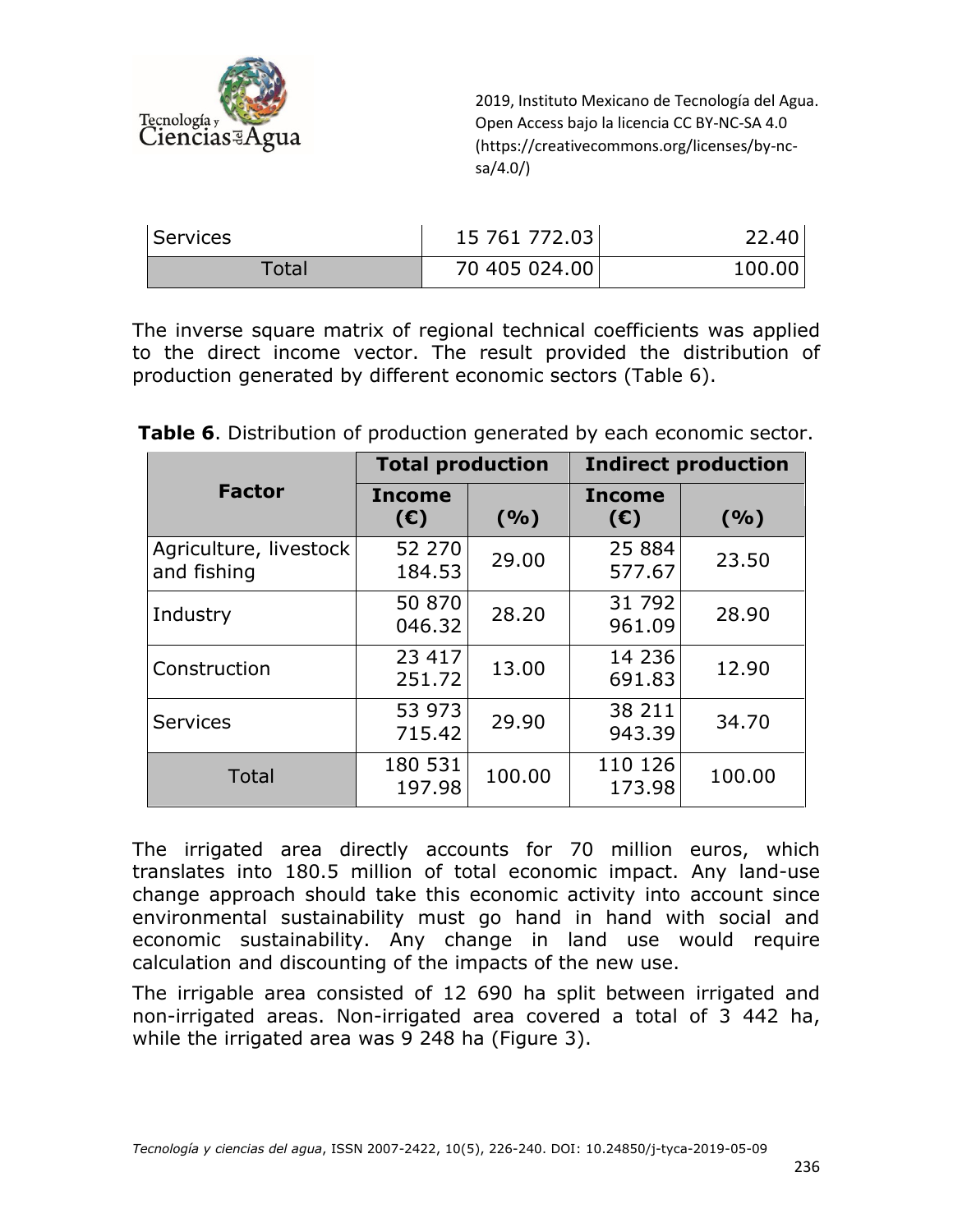| Services | 15 761 772.03 | 22.40 |
|---|---|---|
| Total | 70 405 024.00 | 100.00 |

The inverse square matrix of regional technical coefficients was applied to the direct income vector. The result provided the distribution of production generated by different economic sectors (Table 6).

**Table 6**. Distribution of production generated by each economic sector.

| Factor | Total production | | Indirect production | |
|---|---|---|---|---|
| | Income (€) | (%) | Income (€) | (%) |
| Agriculture, livestock and fishing | 52 270 184.53 | 29.00 | 25 884 577.67 | 23.50 |
| Industry | 50 870 046.32 | 28.20 | 31 792 961.09 | 28.90 |
| Construction | 23 417 251.72 | 13.00 | 14 236 691.83 | 12.90 |
| Services | 53 973 715.42 | 29.90 | 38 211 943.39 | 34.70 |
| Total | 180 531 197.98 | 100.00 | 110 126 173.98 | 100.00 |

The irrigated area directly accounts for 70 million euros, which translates into 180.5 million of total economic impact. Any land-use change approach should take this economic activity into account since environmental sustainability must go hand in hand with social and economic sustainability. Any change in land use would require calculation and discounting of the impacts of the new use.

The irrigable area consisted of 12 690 ha split between irrigated and non-irrigated areas. Non-irrigated area covered a total of 3 442 ha, while the irrigated area was 9 248 ha (Figure 3).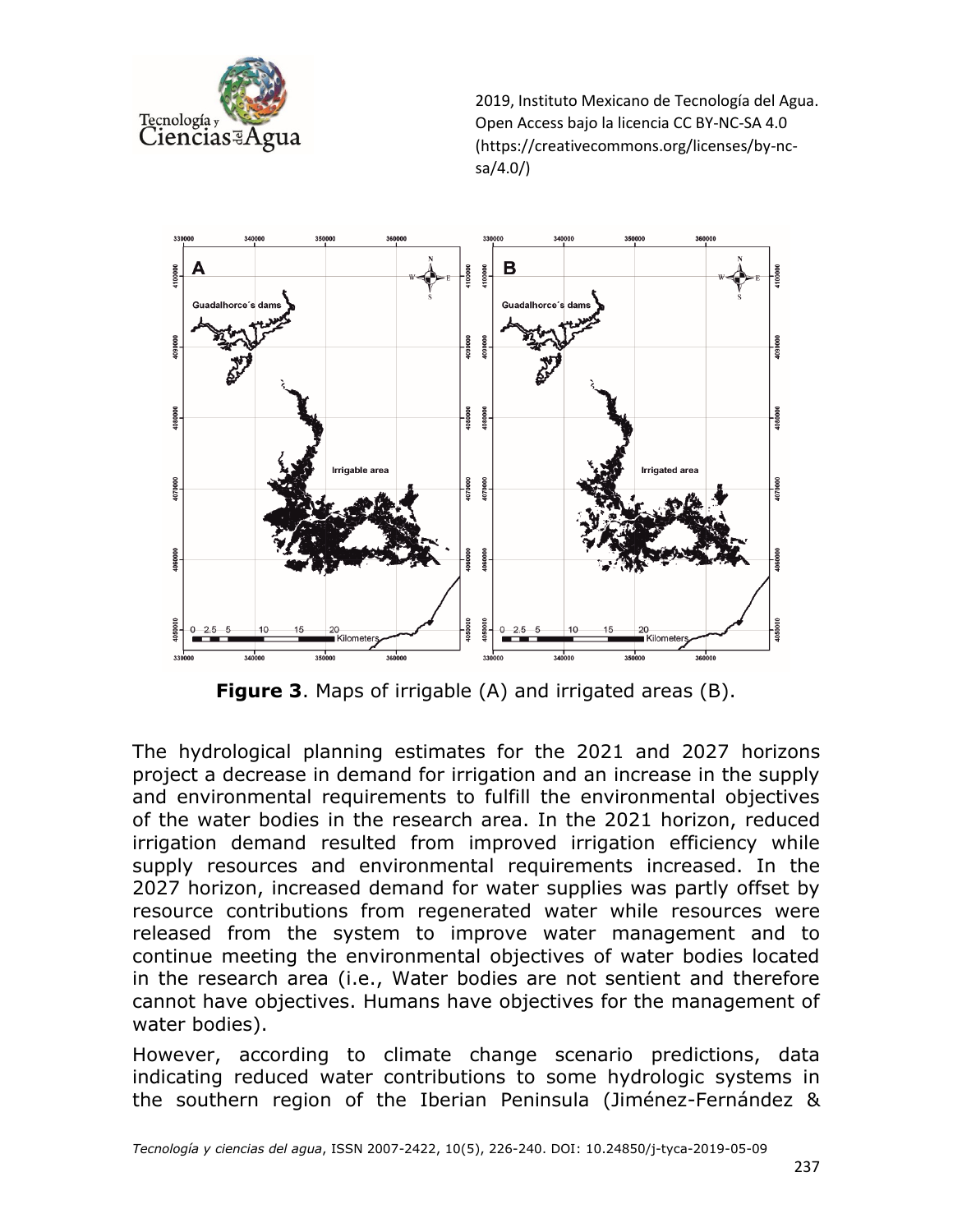**Figure 3**. Maps of irrigable (A) and irrigated areas (B).

The hydrological planning estimates for the 2021 and 2027 horizons project a decrease in demand for irrigation and an increase in the supply and environmental requirements to fulfill the environmental objectives of the water bodies in the research area. In the 2021 horizon, reduced irrigation demand resulted from improved irrigation efficiency while supply resources and environmental requirements increased. In the 2027 horizon, increased demand for water supplies was partly offset by resource contributions from regenerated water while resources were released from the system to improve water management and to continue meeting the environmental objectives of water bodies located in the research area (i.e., Water bodies are not sentient and therefore cannot have objectives. Humans have objectives for the management of water bodies).

However, according to climate change scenario predictions, data indicating reduced water contributions to some hydrologic systems in the southern region of the Iberian Peninsula (Jiménez-Fernández &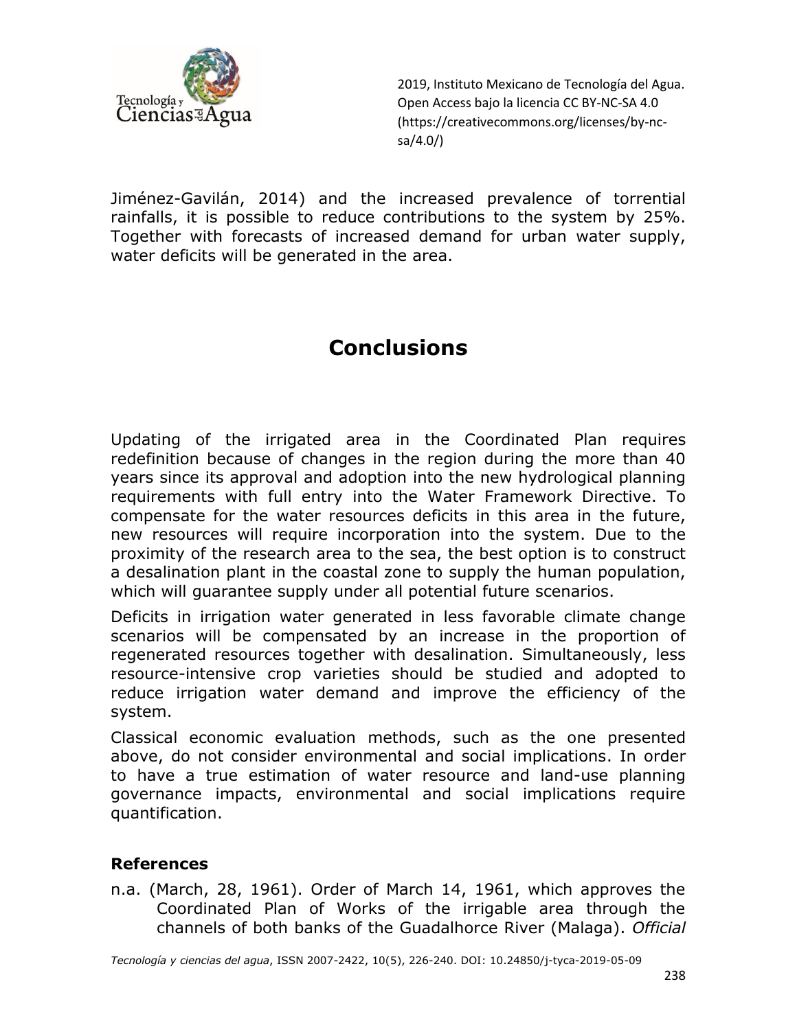Jiménez-Gavilán, 2014) and the increased prevalence of torrential rainfalls, it is possible to reduce contributions to the system by 25%. Together with forecasts of increased demand for urban water supply, water deficits will be generated in the area.

# Conclusions

Updating of the irrigated area in the Coordinated Plan requires redefinition because of changes in the region during the more than 40 years since its approval and adoption into the new hydrological planning requirements with full entry into the Water Framework Directive. To compensate for the water resources deficits in this area in the future, new resources will require incorporation into the system. Due to the proximity of the research area to the sea, the best option is to construct a desalination plant in the coastal zone to supply the human population, which will guarantee supply under all potential future scenarios.

Deficits in irrigation water generated in less favorable climate change scenarios will be compensated by an increase in the proportion of regenerated resources together with desalination. Simultaneously, less resource-intensive crop varieties should be studied and adopted to reduce irrigation water demand and improve the efficiency of the system.

Classical economic evaluation methods, such as the one presented above, do not consider environmental and social implications. In order to have a true estimation of water resource and land-use planning governance impacts, environmental and social implications require quantification.

## References

n.a. (March, 28, 1961). Order of March 14, 1961, which approves the Coordinated Plan of Works of the irrigable area through the channels of both banks of the Guadalhorce River (Malaga). *Official*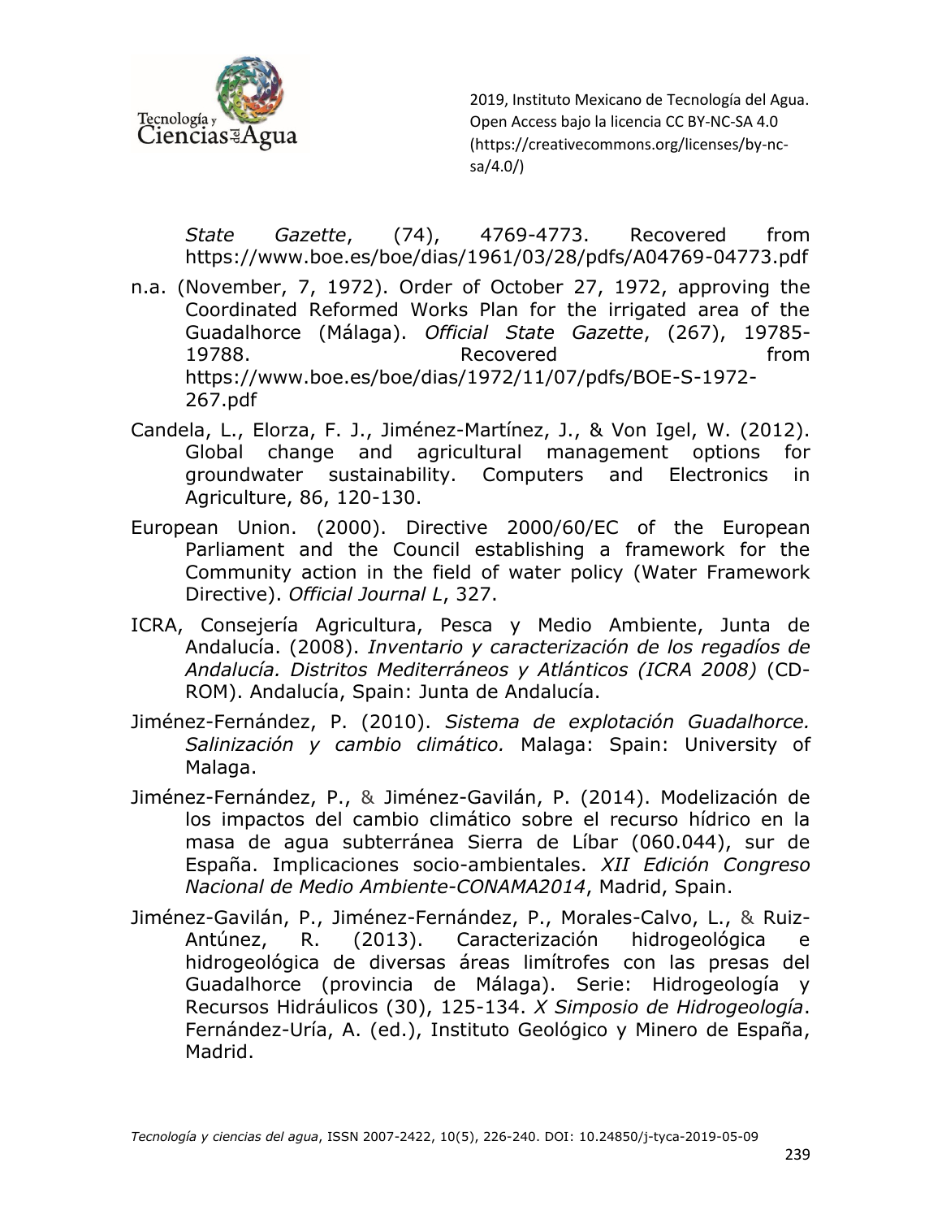*State Gazette*, (74), 4769-4773. Recovered from https://www.boe.es/boe/dias/1961/03/28/pdfs/A04769-04773.pdf

n.a. (November, 7, 1972). Order of October 27, 1972, approving the Coordinated Reformed Works Plan for the irrigated area of the Guadalhorce (Málaga). *Official State Gazette*, (267), 19785-19788. Recovered from https://www.boe.es/boe/dias/1972/11/07/pdfs/BOE-S-1972-267.pdf

Candela, L., Elorza, F. J., Jiménez-Martínez, J., & Von Igel, W. (2012). Global change and agricultural management options for groundwater sustainability. Computers and Electronics in Agriculture, 86, 120-130.

European Union. (2000). Directive 2000/60/EC of the European Parliament and the Council establishing a framework for the Community action in the field of water policy (Water Framework Directive). *Official Journal L*, 327.

ICRA, Consejería Agricultura, Pesca y Medio Ambiente, Junta de Andalucía. (2008). *Inventario y caracterización de los regadíos de Andalucía. Distritos Mediterráneos y Atlánticos (ICRA 2008)* (CD-ROM). Andalucía, Spain: Junta de Andalucía.

Jiménez-Fernández, P. (2010). *Sistema de explotación Guadalhorce. Salinización y cambio climático.* Malaga: Spain: University of Malaga.

Jiménez-Fernández, P., & Jiménez-Gavilán, P. (2014). Modelización de los impactos del cambio climático sobre el recurso hídrico en la masa de agua subterránea Sierra de Líbar (060.044), sur de España. Implicaciones socio-ambientales. *XII Edición Congreso Nacional de Medio Ambiente-CONAMA2014*, Madrid, Spain.

Jiménez-Gavilán, P., Jiménez-Fernández, P., Morales-Calvo, L., & Ruiz-Antúnez, R. (2013). Caracterización hidrogeológica e hidrogeológica de diversas áreas limítrofes con las presas del Guadalhorce (provincia de Málaga). Serie: Hidrogeología y Recursos Hidráulicos (30), 125-134. *X Simposio de Hidrogeología*. Fernández-Uría, A. (ed.), Instituto Geológico y Minero de España, Madrid.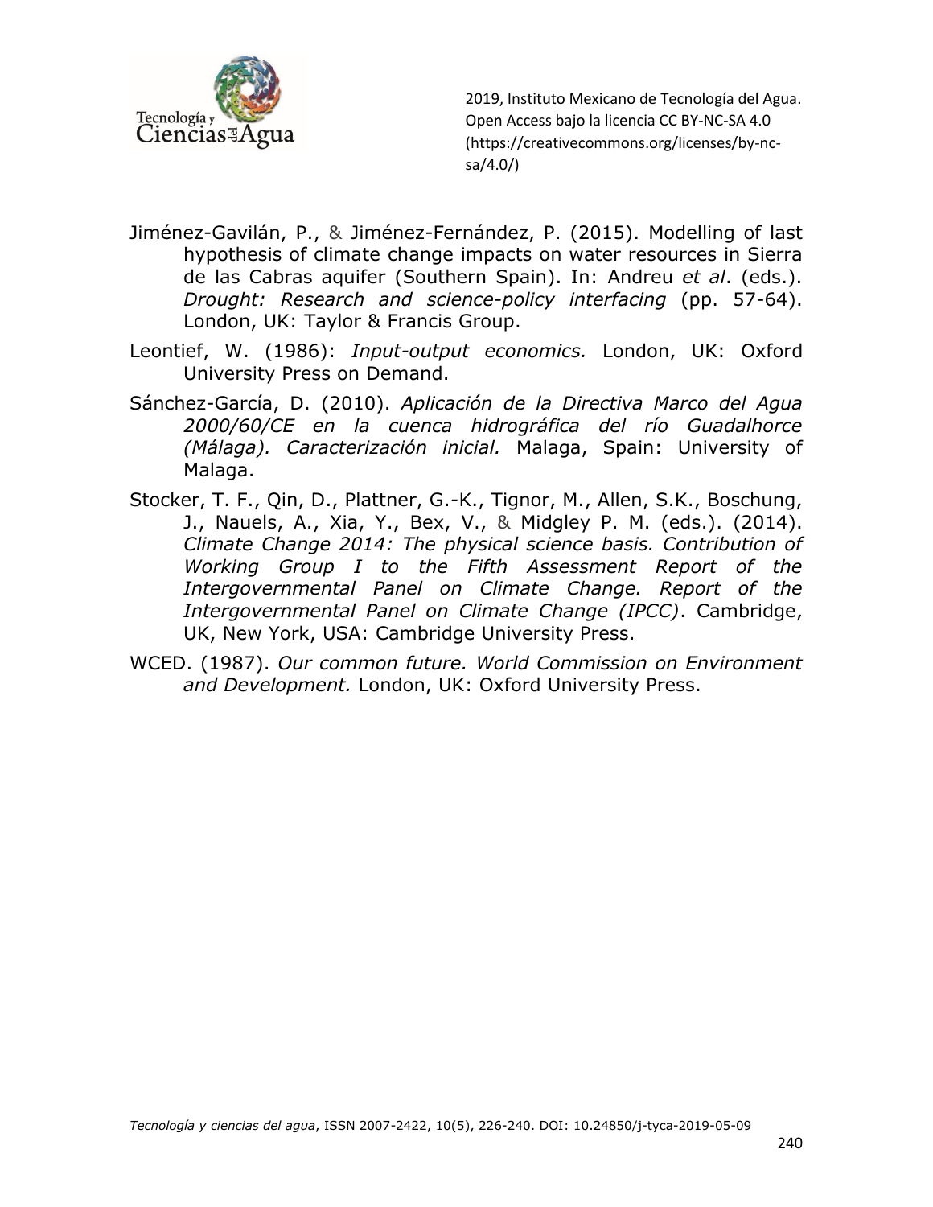Jiménez-Gavilán, P., & Jiménez-Fernández, P. (2015). Modelling of last hypothesis of climate change impacts on water resources in Sierra de las Cabras aquifer (Southern Spain). In: Andreu *et al*. (eds.). *Drought: Research and science-policy interfacing* (pp. 57-64). London, UK: Taylor & Francis Group.

Leontief, W. (1986): *Input-output economics.* London, UK: Oxford University Press on Demand.

Sánchez-García, D. (2010). *Aplicación de la Directiva Marco del Agua 2000/60/CE en la cuenca hidrográfica del río Guadalhorce (Málaga). Caracterización inicial.* Malaga, Spain: University of Malaga.

Stocker, T. F., Qin, D., Plattner, G.-K., Tignor, M., Allen, S.K., Boschung, J., Nauels, A., Xia, Y., Bex, V., & Midgley P. M. (eds.). (2014). *Climate Change 2014: The physical science basis. Contribution of Working Group I to the Fifth Assessment Report of the Intergovernmental Panel on Climate Change. Report of the Intergovernmental Panel on Climate Change (IPCC)*. Cambridge, UK, New York, USA: Cambridge University Press.

WCED. (1987). *Our common future. World Commission on Environment and Development.* London, UK: Oxford University Press.